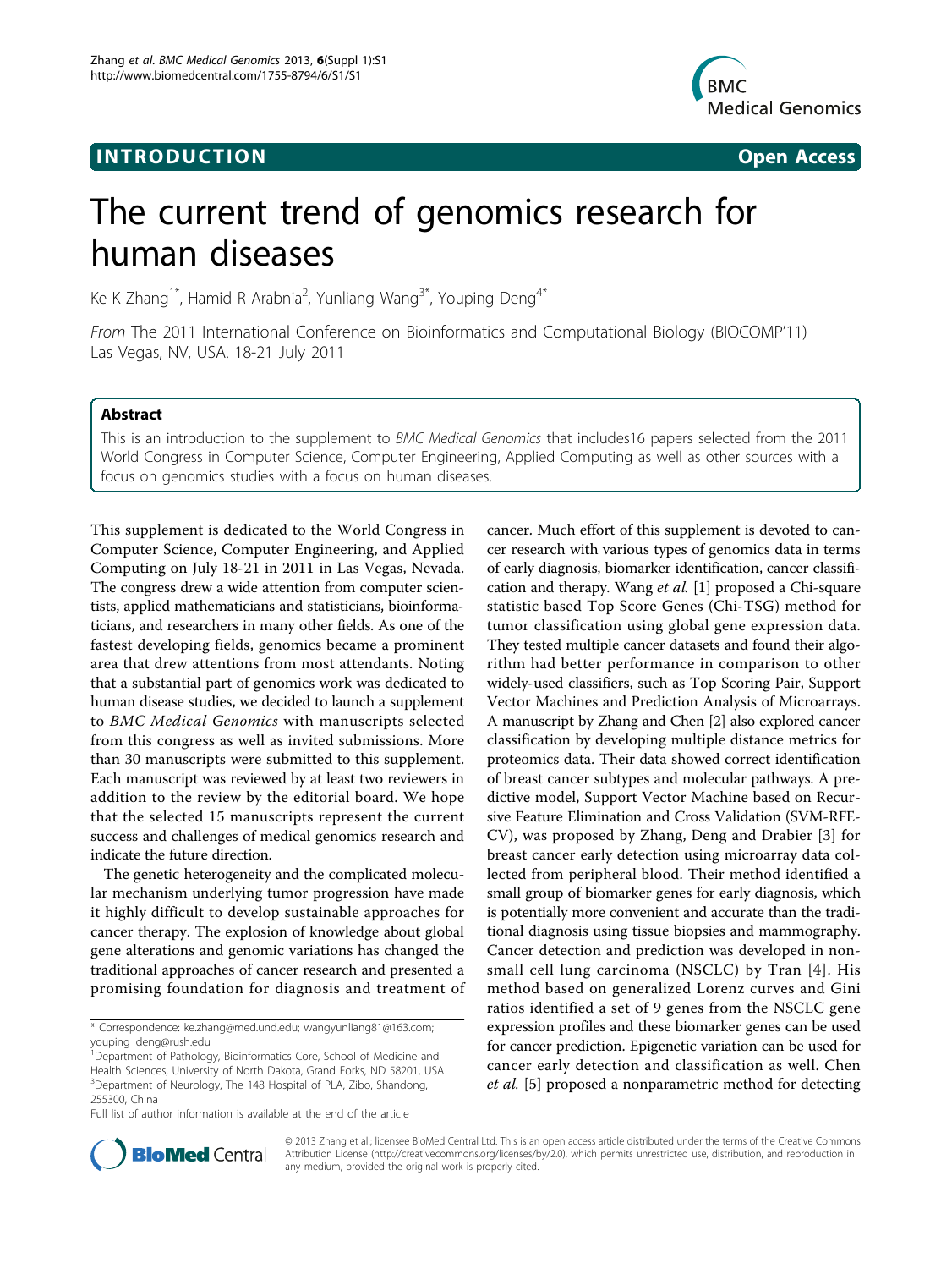**INTRODUCTION** **Open Access**

# The current trend of genomics research for human diseases

Ke K Zhang[1*], Hamid R Arabnia[2], Yunliang Wang[3*], Youping Deng[4*]

*From* The 2011 International Conference on Bioinformatics and Computational Biology (BIOCOMP'11) Las Vegas, NV, USA. 18-21 July 2011

## Abstract

This is an introduction to the supplement to *BMC Medical Genomics* that includes16 papers selected from the 2011 World Congress in Computer Science, Computer Engineering, Applied Computing as well as other sources with a focus on genomics studies with a focus on human diseases.

This supplement is dedicated to the World Congress in Computer Science, Computer Engineering, and Applied Computing on July 18-21 in 2011 in Las Vegas, Nevada. The congress drew a wide attention from computer scientists, applied mathematicians and statisticians, bioinformaticians, and researchers in many other fields. As one of the fastest developing fields, genomics became a prominent area that drew attentions from most attendants. Noting that a substantial part of genomics work was dedicated to human disease studies, we decided to launch a supplement to *BMC Medical Genomics* with manuscripts selected from this congress as well as invited submissions. More than 30 manuscripts were submitted to this supplement. Each manuscript was reviewed by at least two reviewers in addition to the review by the editorial board. We hope that the selected 15 manuscripts represent the current success and challenges of medical genomics research and indicate the future direction.

The genetic heterogeneity and the complicated molecular mechanism underlying tumor progression have made it highly difficult to develop sustainable approaches for cancer therapy. The explosion of knowledge about global gene alterations and genomic variations has changed the traditional approaches of cancer research and presented a promising foundation for diagnosis and treatment of cancer. Much effort of this supplement is devoted to cancer research with various types of genomics data in terms of early diagnosis, biomarker identification, cancer classification and therapy. Wang *et al.* [1] proposed a Chi-square statistic based Top Score Genes (Chi-TSG) method for tumor classification using global gene expression data. They tested multiple cancer datasets and found their algorithm had better performance in comparison to other widely-used classifiers, such as Top Scoring Pair, Support Vector Machines and Prediction Analysis of Microarrays. A manuscript by Zhang and Chen [2] also explored cancer classification by developing multiple distance metrics for proteomics data. Their data showed correct identification of breast cancer subtypes and molecular pathways. A predictive model, Support Vector Machine based on Recursive Feature Elimination and Cross Validation (SVM-RFE-CV), was proposed by Zhang, Deng and Drabier [3] for breast cancer early detection using microarray data collected from peripheral blood. Their method identified a small group of biomarker genes for early diagnosis, which is potentially more convenient and accurate than the traditional diagnosis using tissue biopsies and mammography. Cancer detection and prediction was developed in non-small cell lung carcinoma (NSCLC) by Tran [4]. His method based on generalized Lorenz curves and Gini ratios identified a set of 9 genes from the NSCLC gene expression profiles and these biomarker genes can be used for cancer prediction. Epigenetic variation can be used for cancer early detection and classification as well. Chen *et al.* [5] proposed a nonparametric method for detecting

\* Correspondence: ke.zhang@med.und.edu; wangyunliang81@163.com; youping_deng@rush.edu

[1]Department of Pathology, Bioinformatics Core, School of Medicine and Health Sciences, University of North Dakota, Grand Forks, ND 58201, USA
[3]Department of Neurology, The 148 Hospital of PLA, Zibo, Shandong, 255300, China

Full list of author information is available at the end of the article

© 2013 Zhang et al.; licensee BioMed Central Ltd. This is an open access article distributed under the terms of the Creative Commons Attribution License (http://creativecommons.org/licenses/by/2.0), which permits unrestricted use, distribution, and reproduction in any medium, provided the original work is properly cited.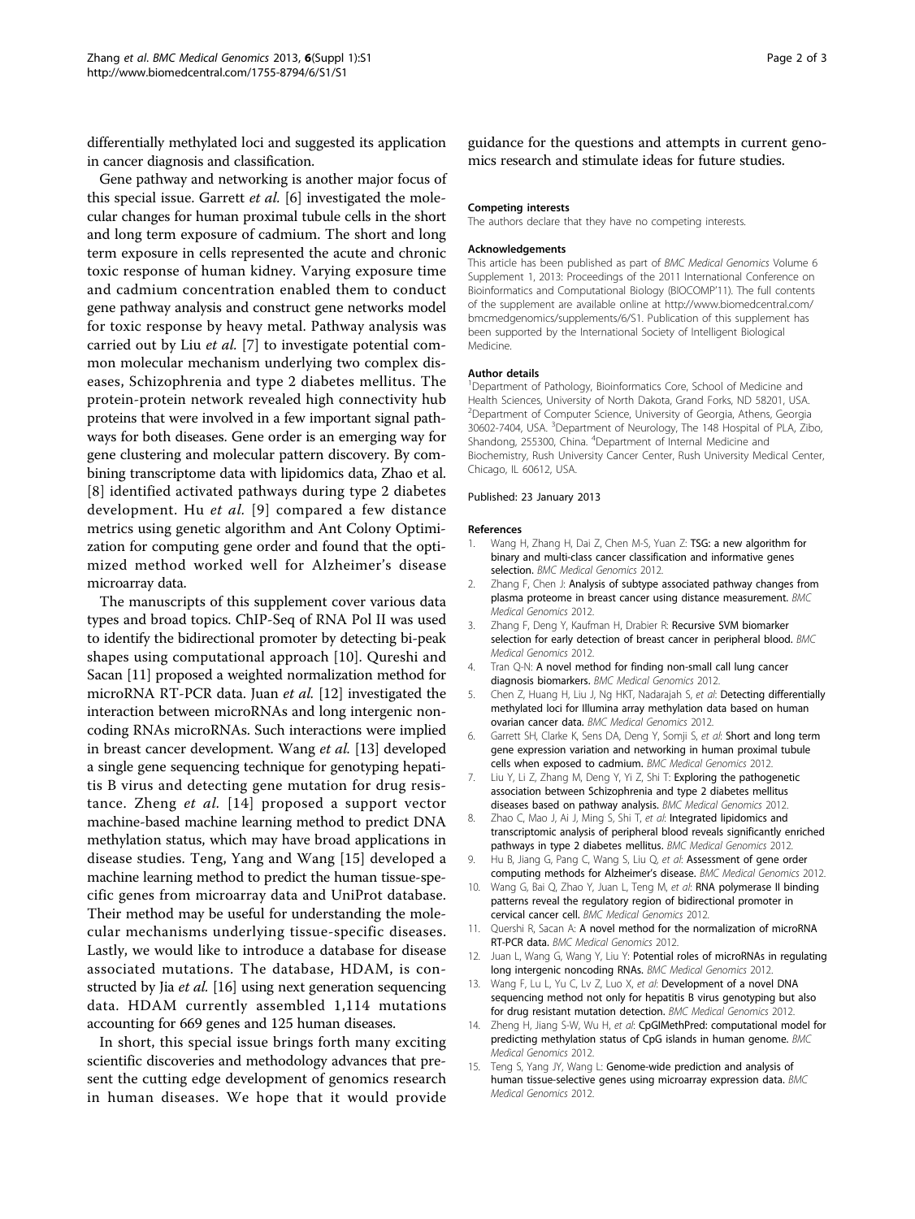differentially methylated loci and suggested its application in cancer diagnosis and classification.

Gene pathway and networking is another major focus of this special issue. Garrett *et al.* [6] investigated the molecular changes for human proximal tubule cells in the short and long term exposure of cadmium. The short and long term exposure in cells represented the acute and chronic toxic response of human kidney. Varying exposure time and cadmium concentration enabled them to conduct gene pathway analysis and construct gene networks model for toxic response by heavy metal. Pathway analysis was carried out by Liu *et al.* [7] to investigate potential common molecular mechanism underlying two complex diseases, Schizophrenia and type 2 diabetes mellitus. The protein-protein network revealed high connectivity hub proteins that were involved in a few important signal pathways for both diseases. Gene order is an emerging way for gene clustering and molecular pattern discovery. By combining transcriptome data with lipidomics data, Zhao et al. [8] identified activated pathways during type 2 diabetes development. Hu *et al.* [9] compared a few distance metrics using genetic algorithm and Ant Colony Optimization for computing gene order and found that the optimized method worked well for Alzheimer's disease microarray data.

The manuscripts of this supplement cover various data types and broad topics. ChIP-Seq of RNA Pol II was used to identify the bidirectional promoter by detecting bi-peak shapes using computational approach [10]. Qureshi and Sacan [11] proposed a weighted normalization method for microRNA RT-PCR data. Juan *et al.* [12] investigated the interaction between microRNAs and long intergenic noncoding RNAs microRNAs. Such interactions were implied in breast cancer development. Wang *et al.* [13] developed a single gene sequencing technique for genotyping hepatitis B virus and detecting gene mutation for drug resistance. Zheng *et al.* [14] proposed a support vector machine-based machine learning method to predict DNA methylation status, which may have broad applications in disease studies. Teng, Yang and Wang [15] developed a machine learning method to predict the human tissue-specific genes from microarray data and UniProt database. Their method may be useful for understanding the molecular mechanisms underlying tissue-specific diseases. Lastly, we would like to introduce a database for disease associated mutations. The database, HDAM, is constructed by Jia *et al.* [16] using next generation sequencing data. HDAM currently assembled 1,114 mutations accounting for 669 genes and 125 human diseases.

In short, this special issue brings forth many exciting scientific discoveries and methodology advances that present the cutting edge development of genomics research in human diseases. We hope that it would provide guidance for the questions and attempts in current genomics research and stimulate ideas for future studies.

#### Competing interests

The authors declare that they have no competing interests.

#### Acknowledgements

This article has been published as part of *BMC Medical Genomics* Volume 6 Supplement 1, 2013: Proceedings of the 2011 International Conference on Bioinformatics and Computational Biology (BIOCOMP'11). The full contents of the supplement are available online at http://www.biomedcentral.com/bmcmedgenomics/supplements/6/S1. Publication of this supplement has been supported by the International Society of Intelligent Biological Medicine.

#### Author details

[1]Department of Pathology, Bioinformatics Core, School of Medicine and Health Sciences, University of North Dakota, Grand Forks, ND 58201, USA. [2]Department of Computer Science, University of Georgia, Athens, Georgia 30602-7404, USA. [3]Department of Neurology, The 148 Hospital of PLA, Zibo, Shandong, 255300, China. [4]Department of Internal Medicine and Biochemistry, Rush University Cancer Center, Rush University Medical Center, Chicago, IL 60612, USA.

Published: 23 January 2013

#### References

1. Wang H, Zhang H, Dai Z, Chen M-S, Yuan Z: **TSG: a new algorithm for binary and multi-class cancer classification and informative genes selection.** *BMC Medical Genomics* 2012.
2. Zhang F, Chen J: **Analysis of subtype associated pathway changes from plasma proteome in breast cancer using distance measurement.** *BMC Medical Genomics* 2012.
3. Zhang F, Deng Y, Kaufman H, Drabier R: **Recursive SVM biomarker selection for early detection of breast cancer in peripheral blood.** *BMC Medical Genomics* 2012.
4. Tran Q-N: **A novel method for finding non-small call lung cancer diagnosis biomarkers.** *BMC Medical Genomics* 2012.
5. Chen Z, Huang H, Liu J, Ng HKT, Nadarajah S, *et al*: **Detecting differentially methylated loci for Illumina array methylation data based on human ovarian cancer data.** *BMC Medical Genomics* 2012.
6. Garrett SH, Clarke K, Sens DA, Deng Y, Somji S, *et al*: **Short and long term gene expression variation and networking in human proximal tubule cells when exposed to cadmium.** *BMC Medical Genomics* 2012.
7. Liu Y, Li Z, Zhang M, Deng Y, Yi Z, Shi T: **Exploring the pathogenetic association between Schizophrenia and type 2 diabetes mellitus diseases based on pathway analysis.** *BMC Medical Genomics* 2012.
8. Zhao C, Mao J, Ai J, Ming S, Shi T, *et al*: **Integrated lipidomics and transcriptomic analysis of peripheral blood reveals significantly enriched pathways in type 2 diabetes mellitus.** *BMC Medical Genomics* 2012.
9. Hu B, Jiang G, Pang C, Wang S, Liu Q, *et al*: **Assessment of gene order computing methods for Alzheimer's disease.** *BMC Medical Genomics* 2012.
10. Wang G, Bai Q, Zhao Y, Juan L, Teng M, *et al*: **RNA polymerase II binding patterns reveal the regulatory region of bidirectional promoter in cervical cancer cell.** *BMC Medical Genomics* 2012.
11. Quershi R, Sacan A: **A novel method for the normalization of microRNA RT-PCR data.** *BMC Medical Genomics* 2012.
12. Juan L, Wang G, Wang Y, Liu Y: **Potential roles of microRNAs in regulating long intergenic noncoding RNAs.** *BMC Medical Genomics* 2012.
13. Wang F, Lu L, Yu C, Lv Z, Luo X, *et al*: **Development of a novel DNA sequencing method not only for hepatitis B virus genotyping but also for drug resistant mutation detection.** *BMC Medical Genomics* 2012.
14. Zheng H, Jiang S-W, Wu H, *et al*: **CpGIMethPred: computational model for predicting methylation status of CpG islands in human genome.** *BMC Medical Genomics* 2012.
15. Teng S, Yang JY, Wang L: **Genome-wide prediction and analysis of human tissue-selective genes using microarray expression data.** *BMC Medical Genomics* 2012.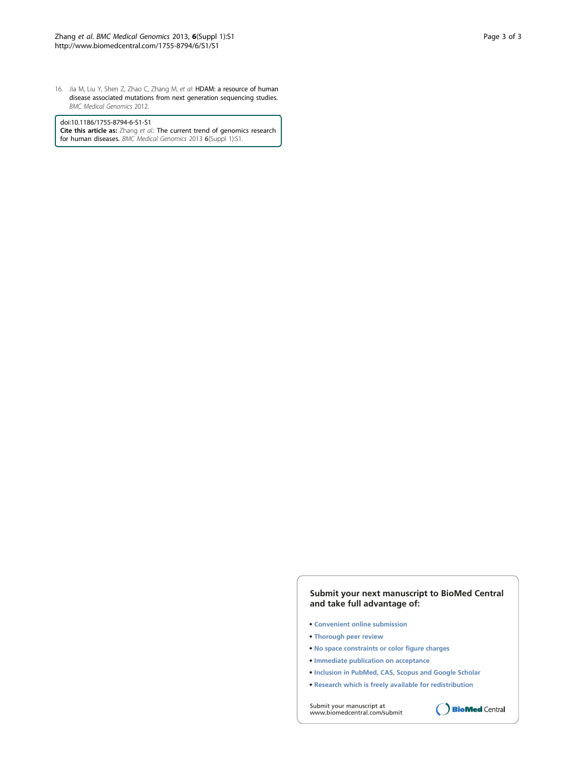16. Jia M, Liu Y, Shen Z, Zhao C, Zhang M, *et al*: **HDAM: a resource of human disease associated mutations from next generation sequencing studies.** *BMC Medical Genomics* 2012.

doi:10.1186/1755-8794-6-S1-S1
**Cite this article as:** Zhang *et al.*: The current trend of genomics research for human diseases. *BMC Medical Genomics* 2013 **6**(Suppl 1):S1.

**Submit your next manuscript to BioMed Central and take full advantage of:**

- **Convenient online submission**
- **Thorough peer review**
- **No space constraints or color figure charges**
- **Immediate publication on acceptance**
- **Inclusion in PubMed, CAS, Scopus and Google Scholar**
- **Research which is freely available for redistribution**

Submit your manuscript at
www.biomedcentral.com/submit

BioMed Central